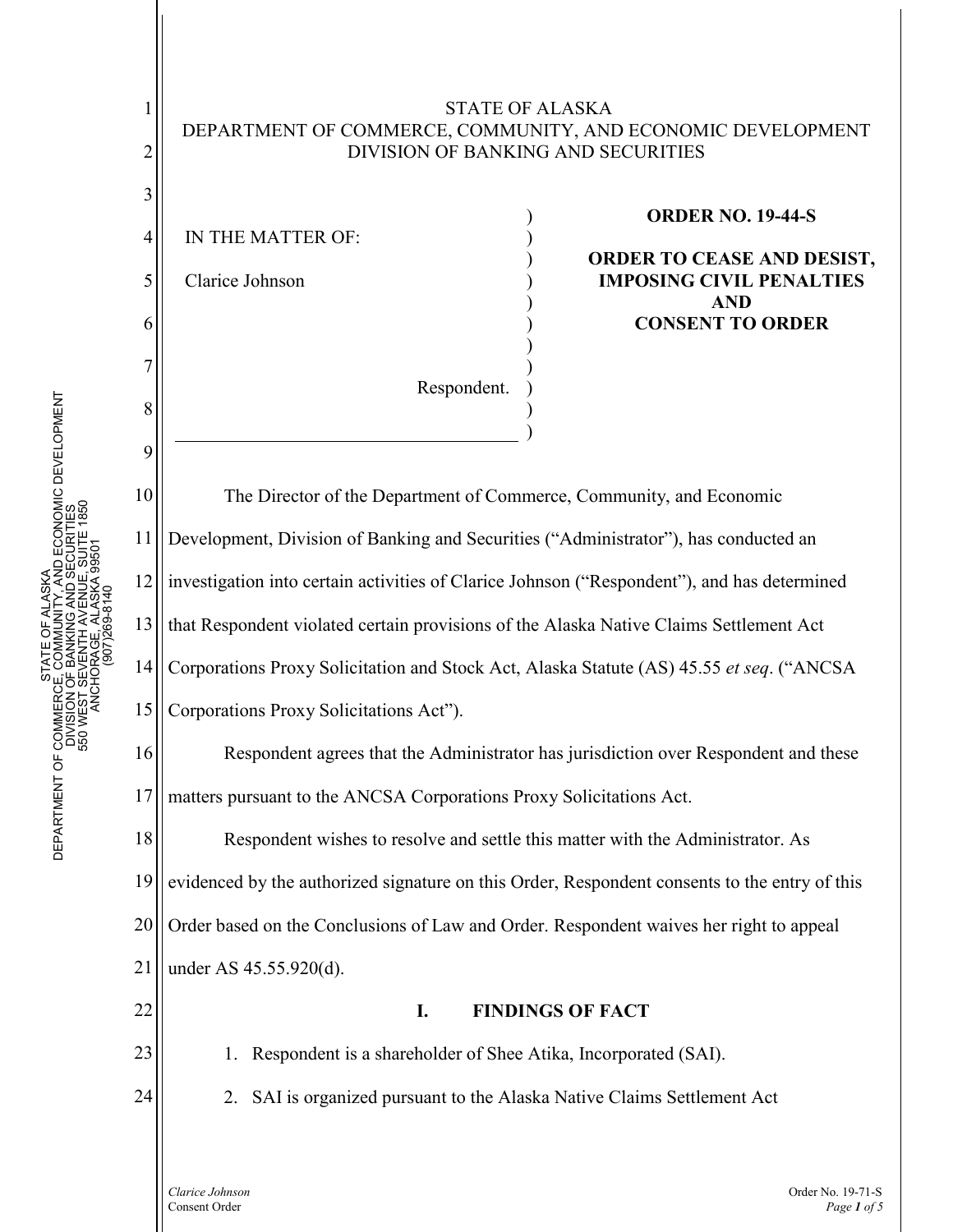STATE OF ALASKA
DEPARTMENT OF COMMERCE, COMMUNITY, AND ECONOMIC DEVELOPMENT
DIVISION OF BANKING AND SECURITIES

IN THE MATTER OF:

Clarice Johnson

Respondent.

**ORDER NO. 19-44-S**

**ORDER TO CEASE AND DESIST, IMPOSING CIVIL PENALTIES AND CONSENT TO ORDER**

The Director of the Department of Commerce, Community, and Economic Development, Division of Banking and Securities ("Administrator"), has conducted an investigation into certain activities of Clarice Johnson ("Respondent"), and has determined that Respondent violated certain provisions of the Alaska Native Claims Settlement Act Corporations Proxy Solicitation and Stock Act, Alaska Statute (AS) 45.55 *et seq*. ("ANCSA Corporations Proxy Solicitations Act").

Respondent agrees that the Administrator has jurisdiction over Respondent and these matters pursuant to the ANCSA Corporations Proxy Solicitations Act.

Respondent wishes to resolve and settle this matter with the Administrator. As evidenced by the authorized signature on this Order, Respondent consents to the entry of this Order based on the Conclusions of Law and Order. Respondent waives her right to appeal under AS 45.55.920(d).

## I. FINDINGS OF FACT

1. Respondent is a shareholder of Shee Atika, Incorporated (SAI).
2. SAI is organized pursuant to the Alaska Native Claims Settlement Act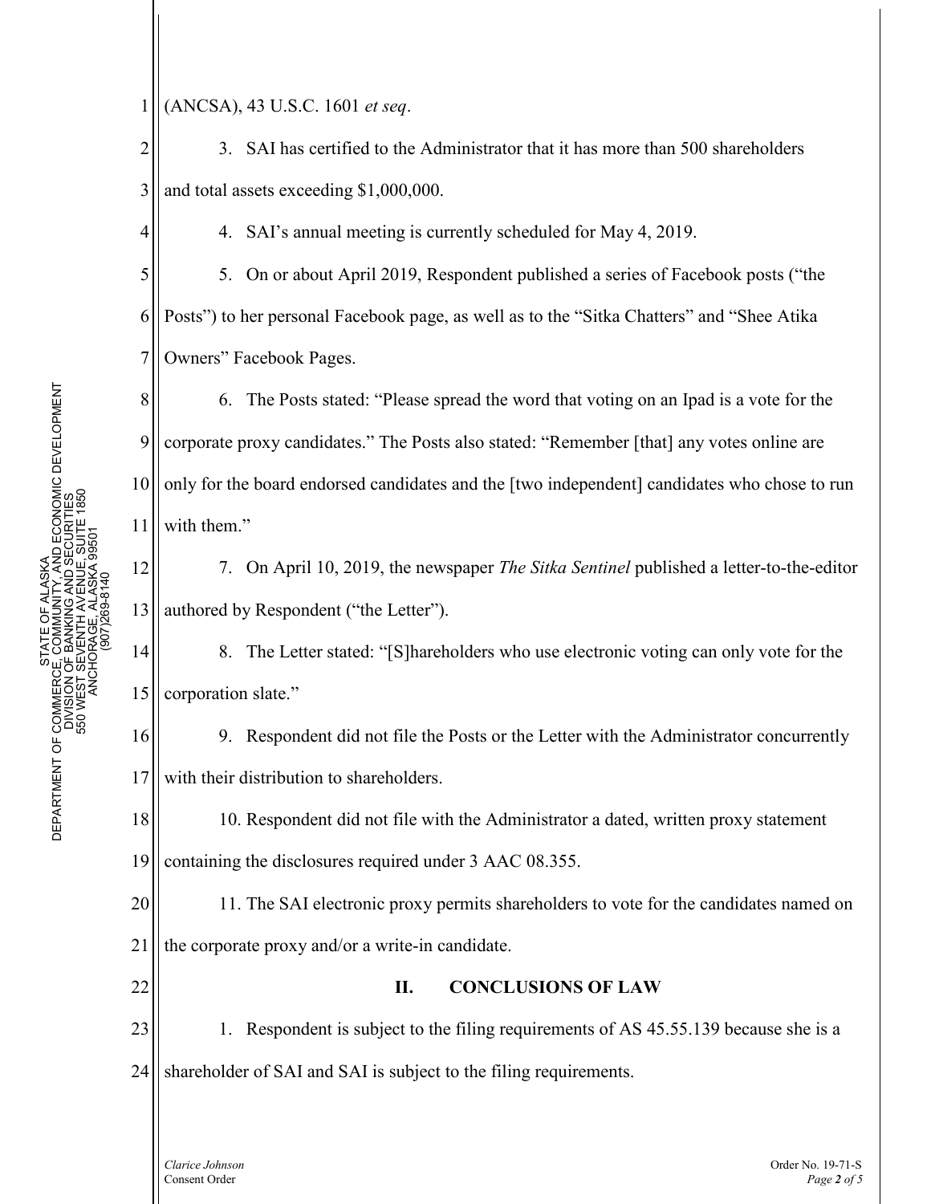(ANCSA), 43 U.S.C. 1601 *et seq*.

3. SAI has certified to the Administrator that it has more than 500 shareholders and total assets exceeding $1,000,000.

4. SAI's annual meeting is currently scheduled for May 4, 2019.

5. On or about April 2019, Respondent published a series of Facebook posts ("the Posts") to her personal Facebook page, as well as to the "Sitka Chatters" and "Shee Atika Owners" Facebook Pages.

6. The Posts stated: "Please spread the word that voting on an Ipad is a vote for the corporate proxy candidates." The Posts also stated: "Remember [that] any votes online are only for the board endorsed candidates and the [two independent] candidates who chose to run with them."

7. On April 10, 2019, the newspaper *The Sitka Sentinel* published a letter-to-the-editor authored by Respondent ("the Letter").

8. The Letter stated: "[S]hareholders who use electronic voting can only vote for the corporation slate."

9. Respondent did not file the Posts or the Letter with the Administrator concurrently with their distribution to shareholders.

10. Respondent did not file with the Administrator a dated, written proxy statement containing the disclosures required under 3 AAC 08.355.

11. The SAI electronic proxy permits shareholders to vote for the candidates named on the corporate proxy and/or a write-in candidate.

## II. CONCLUSIONS OF LAW

1. Respondent is subject to the filing requirements of AS 45.55.139 because she is a shareholder of SAI and SAI is subject to the filing requirements.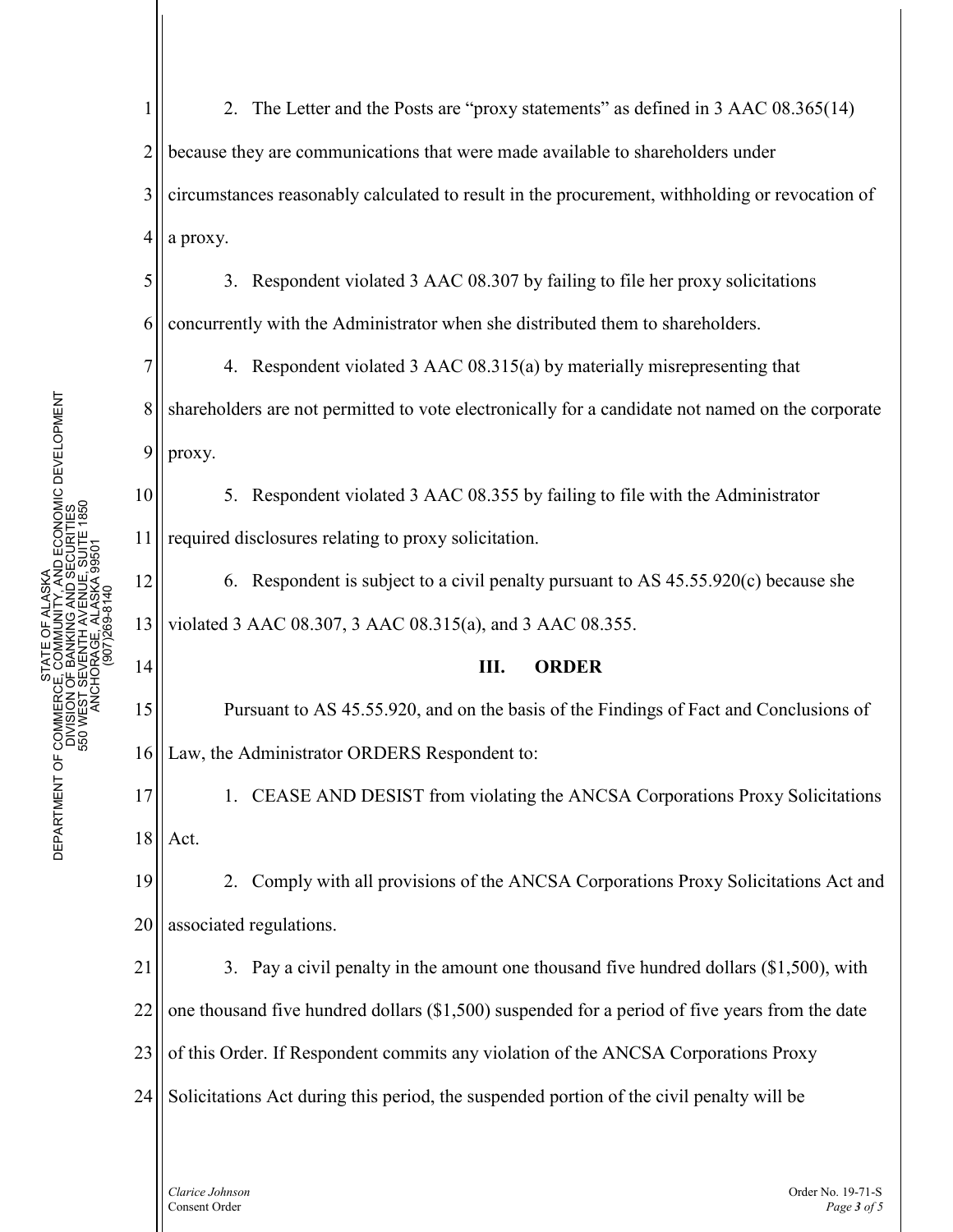2. The Letter and the Posts are "proxy statements" as defined in 3 AAC 08.365(14) because they are communications that were made available to shareholders under circumstances reasonably calculated to result in the procurement, withholding or revocation of a proxy.

3. Respondent violated 3 AAC 08.307 by failing to file her proxy solicitations concurrently with the Administrator when she distributed them to shareholders.

4. Respondent violated 3 AAC 08.315(a) by materially misrepresenting that shareholders are not permitted to vote electronically for a candidate not named on the corporate proxy.

5. Respondent violated 3 AAC 08.355 by failing to file with the Administrator required disclosures relating to proxy solicitation.

6. Respondent is subject to a civil penalty pursuant to AS 45.55.920(c) because she violated 3 AAC 08.307, 3 AAC 08.315(a), and 3 AAC 08.355.

## III. ORDER

Pursuant to AS 45.55.920, and on the basis of the Findings of Fact and Conclusions of Law, the Administrator ORDERS Respondent to:

1. CEASE AND DESIST from violating the ANCSA Corporations Proxy Solicitations Act.

2. Comply with all provisions of the ANCSA Corporations Proxy Solicitations Act and associated regulations.

3. Pay a civil penalty in the amount one thousand five hundred dollars ($1,500), with one thousand five hundred dollars ($1,500) suspended for a period of five years from the date of this Order. If Respondent commits any violation of the ANCSA Corporations Proxy Solicitations Act during this period, the suspended portion of the civil penalty will be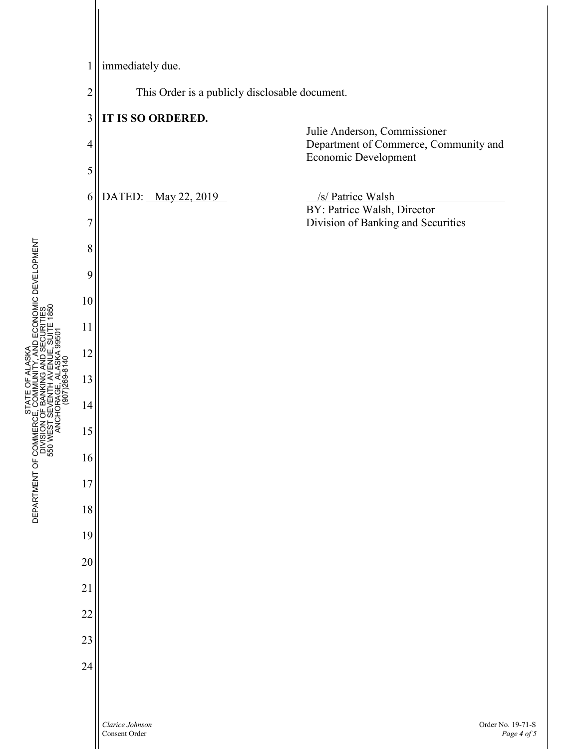immediately due.

This Order is a publicly disclosable document.

**IT IS SO ORDERED.**

Julie Anderson, Commissioner
Department of Commerce, Community and Economic Development

DATED: May 22, 2019

/s/ Patrice Walsh
BY: Patrice Walsh, Director
Division of Banking and Securities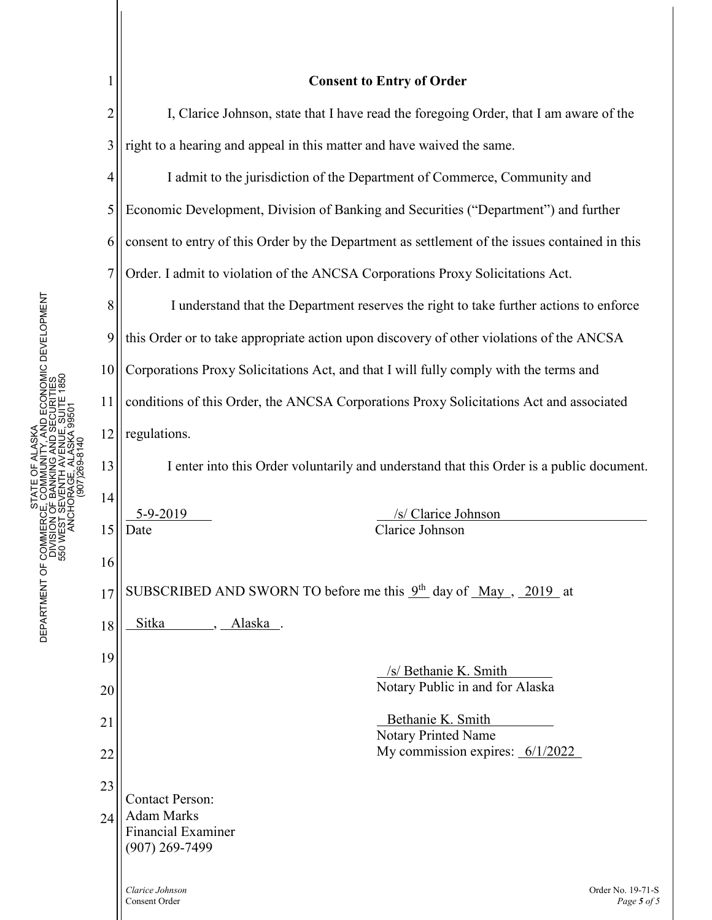**Consent to Entry of Order**

I, Clarice Johnson, state that I have read the foregoing Order, that I am aware of the right to a hearing and appeal in this matter and have waived the same.

I admit to the jurisdiction of the Department of Commerce, Community and Economic Development, Division of Banking and Securities ("Department") and further consent to entry of this Order by the Department as settlement of the issues contained in this Order. I admit to violation of the ANCSA Corporations Proxy Solicitations Act.

I understand that the Department reserves the right to take further actions to enforce this Order or to take appropriate action upon discovery of other violations of the ANCSA Corporations Proxy Solicitations Act, and that I will fully comply with the terms and conditions of this Order, the ANCSA Corporations Proxy Solicitations Act and associated regulations.

I enter into this Order voluntarily and understand that this Order is a public document.

5-9-2019
Date

/s/ Clarice Johnson
Clarice Johnson

SUBSCRIBED AND SWORN TO before me this 9th day of May, 2019 at Sitka, Alaska.

/s/ Bethanie K. Smith
Notary Public in and for Alaska

Bethanie K. Smith
Notary Printed Name
My commission expires: 6/1/2022

Contact Person:
Adam Marks
Financial Examiner
(907) 269-7499